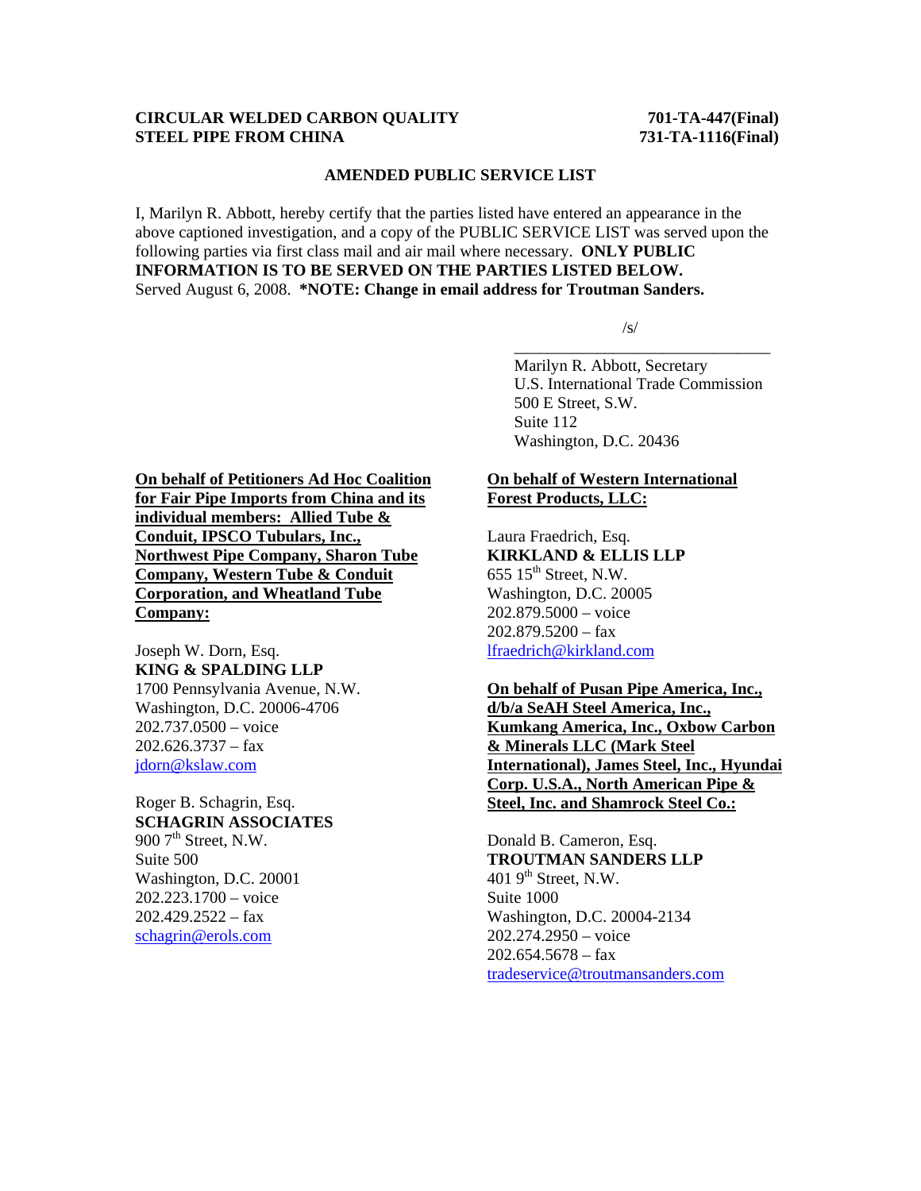**CIRCULAR WELDED CARBON QUALITY STEEL PIPE FROM CHINA**

**701-TA-447(Final)**
**731-TA-1116(Final)**

**AMENDED PUBLIC SERVICE LIST**

I, Marilyn R. Abbott, hereby certify that the parties listed have entered an appearance in the above captioned investigation, and a copy of the PUBLIC SERVICE LIST was served upon the following parties via first class mail and air mail where necessary. **ONLY PUBLIC INFORMATION IS TO BE SERVED ON THE PARTIES LISTED BELOW.** Served August 6, 2008. ***NOTE: Change in email address for Troutman Sanders.**

/s/

Marilyn R. Abbott, Secretary
U.S. International Trade Commission
500 E Street, S.W.
Suite 112
Washington, D.C. 20436

**On behalf of Petitioners Ad Hoc Coalition for Fair Pipe Imports from China and its individual members: Allied Tube & Conduit, IPSCO Tubulars, Inc., Northwest Pipe Company, Sharon Tube Company, Western Tube & Conduit Corporation, and Wheatland Tube Company:**

Joseph W. Dorn, Esq.
**KING & SPALDING LLP**
1700 Pennsylvania Avenue, N.W.
Washington, D.C. 20006-4706
202.737.0500 – voice
202.626.3737 – fax
jdorn@kslaw.com

Roger B. Schagrin, Esq.
**SCHAGRIN ASSOCIATES**
900 7th Street, N.W.
Suite 500
Washington, D.C. 20001
202.223.1700 – voice
202.429.2522 – fax
schagrin@erols.com

**On behalf of Western International Forest Products, LLC:**

Laura Fraedrich, Esq.
**KIRKLAND & ELLIS LLP**
655 15th Street, N.W.
Washington, D.C. 20005
202.879.5000 – voice
202.879.5200 – fax
lfraedrich@kirkland.com

**On behalf of Pusan Pipe America, Inc., d/b/a SeAH Steel America, Inc., Kumkang America, Inc., Oxbow Carbon & Minerals LLC (Mark Steel International), James Steel, Inc., Hyundai Corp. U.S.A., North American Pipe & Steel, Inc. and Shamrock Steel Co.:**

Donald B. Cameron, Esq.
**TROUTMAN SANDERS LLP**
401 9th Street, N.W.
Suite 1000
Washington, D.C. 20004-2134
202.274.2950 – voice
202.654.5678 – fax
tradeservice@troutmansanders.com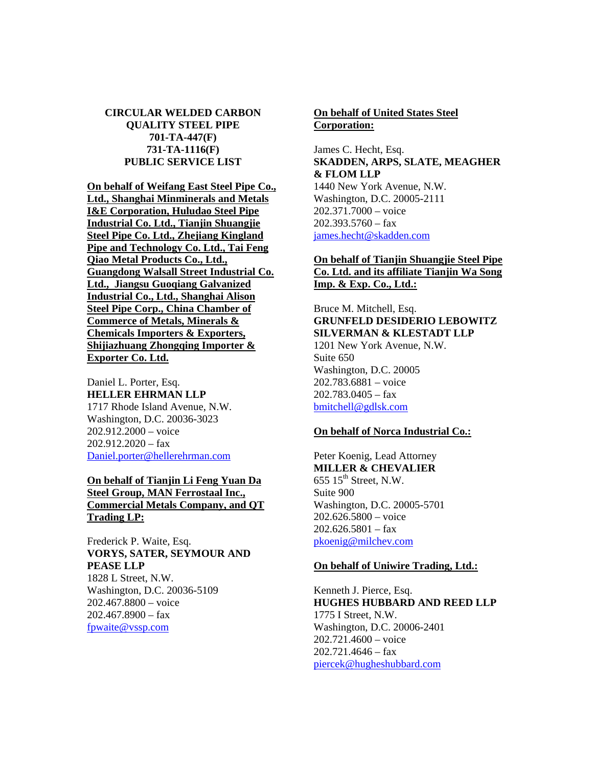**CIRCULAR WELDED CARBON QUALITY STEEL PIPE**
**701-TA-447(F)**
**731-TA-1116(F)**
**PUBLIC SERVICE LIST**

**On behalf of Weifang East Steel Pipe Co., Ltd., Shanghai Minminerals and Metals I&E Corporation, Huludao Steel Pipe Industrial Co. Ltd., Tianjin Shuangjie Steel Pipe Co. Ltd., Zhejiang Kingland Pipe and Technology Co. Ltd., Tai Feng Qiao Metal Products Co., Ltd., Guangdong Walsall Street Industrial Co. Ltd., Jiangsu Guoqiang Galvanized Industrial Co., Ltd., Shanghai Alison Steel Pipe Corp., China Chamber of Commerce of Metals, Minerals & Chemicals Importers & Exporters, Shijiazhuang Zhongqing Importer & Exporter Co. Ltd.**

Daniel L. Porter, Esq.
**HELLER EHRMAN LLP**
1717 Rhode Island Avenue, N.W.
Washington, D.C. 20036-3023
202.912.2000 – voice
202.912.2020 – fax
Daniel.porter@hellerehrman.com

**On behalf of Tianjin Li Feng Yuan Da Steel Group, MAN Ferrostaal Inc., Commercial Metals Company, and QT Trading LP:**

Frederick P. Waite, Esq.
**VORYS, SATER, SEYMOUR AND PEASE LLP**
1828 L Street, N.W.
Washington, D.C. 20036-5109
202.467.8800 – voice
202.467.8900 – fax
fpwaite@vssp.com

**On behalf of United States Steel Corporation:**

James C. Hecht, Esq.
**SKADDEN, ARPS, SLATE, MEAGHER & FLOM LLP**
1440 New York Avenue, N.W.
Washington, D.C. 20005-2111
202.371.7000 – voice
202.393.5760 – fax
james.hecht@skadden.com

**On behalf of Tianjin Shuangjie Steel Pipe Co. Ltd. and its affiliate Tianjin Wa Song Imp. & Exp. Co., Ltd.:**

Bruce M. Mitchell, Esq.
**GRUNFELD DESIDERIO LEBOWITZ SILVERMAN & KLESTADT LLP**
1201 New York Avenue, N.W.
Suite 650
Washington, D.C. 20005
202.783.6881 – voice
202.783.0405 – fax
bmitchell@gdlsk.com

**On behalf of Norca Industrial Co.:**

Peter Koenig, Lead Attorney
**MILLER & CHEVALIER**
655 15th Street, N.W.
Suite 900
Washington, D.C. 20005-5701
202.626.5800 – voice
202.626.5801 – fax
pkoenig@milchev.com

**On behalf of Uniwire Trading, Ltd.:**

Kenneth J. Pierce, Esq.
**HUGHES HUBBARD AND REED LLP**
1775 I Street, N.W.
Washington, D.C. 20006-2401
202.721.4600 – voice
202.721.4646 – fax
piercek@hugheshubbard.com